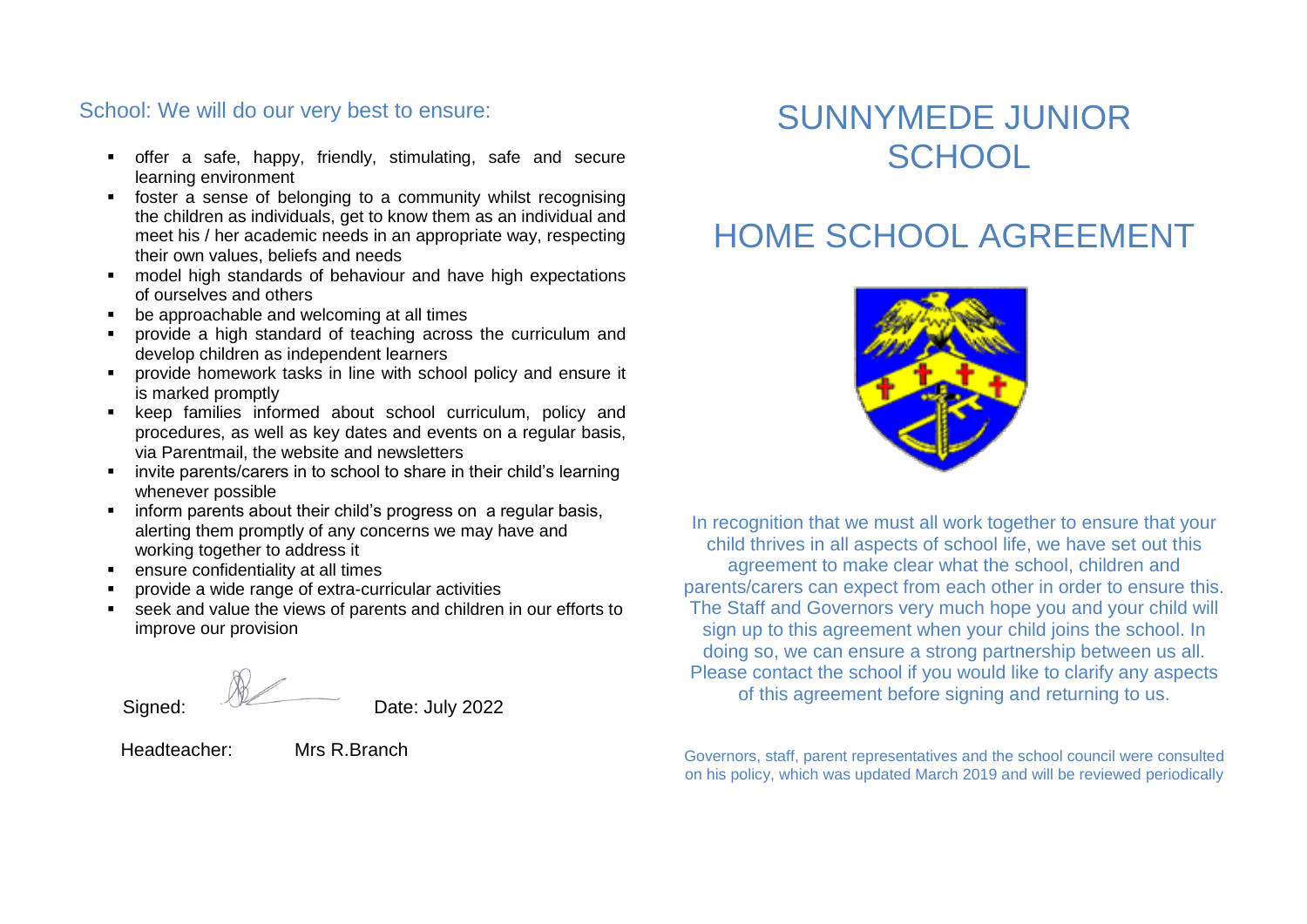School: We will do our very best to ensure:

- offer a safe, happy, friendly, stimulating, safe and secure learning environment
- foster a sense of belonging to a community whilst recognising the children as individuals, get to know them as an individual and meet his / her academic needs in an appropriate way, respecting their own values, beliefs and needs
- model high standards of behaviour and have high expectations of ourselves and others
- be approachable and welcoming at all times
- provide a high standard of teaching across the curriculum and develop children as independent learners
- provide homework tasks in line with school policy and ensure it is marked promptly
- keep families informed about school curriculum, policy and procedures, as well as key dates and events on a regular basis, via Parentmail, the website and newsletters
- invite parents/carers in to school to share in their child's learning whenever possible
- inform parents about their child's progress on a regular basis, alerting them promptly of any concerns we may have and working together to address it
- ensure confidentiality at all times
- provide a wide range of extra-curricular activities
- seek and value the views of parents and children in our efforts to improve our provision

Signed: Date: July 2022

Headteacher: Mrs R.Branch

# SUNNYMEDE JUNIOR SCHOOL

# HOME SCHOOL AGREEMENT

In recognition that we must all work together to ensure that your child thrives in all aspects of school life, we have set out this agreement to make clear what the school, children and parents/carers can expect from each other in order to ensure this. The Staff and Governors very much hope you and your child will sign up to this agreement when your child joins the school. In doing so, we can ensure a strong partnership between us all. Please contact the school if you would like to clarify any aspects of this agreement before signing and returning to us.

Governors, staff, parent representatives and the school council were consulted on his policy, which was updated March 2019 and will be reviewed periodically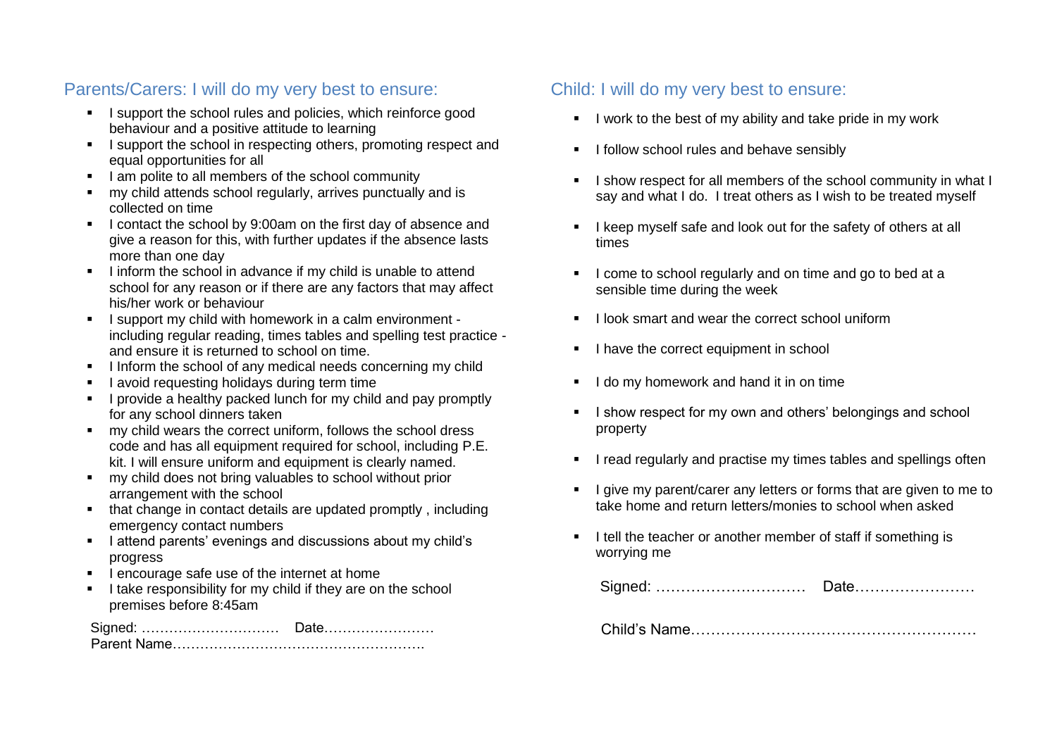## Parents/Carers: I will do my very best to ensure:

- I support the school rules and policies, which reinforce good behaviour and a positive attitude to learning
- I support the school in respecting others, promoting respect and equal opportunities for all
- I am polite to all members of the school community
- my child attends school regularly, arrives punctually and is collected on time
- I contact the school by 9:00am on the first day of absence and give a reason for this, with further updates if the absence lasts more than one day
- I inform the school in advance if my child is unable to attend school for any reason or if there are any factors that may affect his/her work or behaviour
- I support my child with homework in a calm environment - including regular reading, times tables and spelling test practice - and ensure it is returned to school on time.
- I Inform the school of any medical needs concerning my child
- I avoid requesting holidays during term time
- I provide a healthy packed lunch for my child and pay promptly for any school dinners taken
- my child wears the correct uniform, follows the school dress code and has all equipment required for school, including P.E. kit. I will ensure uniform and equipment is clearly named.
- my child does not bring valuables to school without prior arrangement with the school
- that change in contact details are updated promptly , including emergency contact numbers
- I attend parents' evenings and discussions about my child's progress
- I encourage safe use of the internet at home
- I take responsibility for my child if they are on the school premises before 8:45am

Signed: ………………………… Date……………………
Parent Name……………………………………………….

## Child: I will do my very best to ensure:

- I work to the best of my ability and take pride in my work
- I follow school rules and behave sensibly
- I show respect for all members of the school community in what I say and what I do. I treat others as I wish to be treated myself
- I keep myself safe and look out for the safety of others at all times
- I come to school regularly and on time and go to bed at a sensible time during the week
- I look smart and wear the correct school uniform
- I have the correct equipment in school
- I do my homework and hand it in on time
- I show respect for my own and others' belongings and school property
- I read regularly and practise my times tables and spellings often
- I give my parent/carer any letters or forms that are given to me to take home and return letters/monies to school when asked
- I tell the teacher or another member of staff if something is worrying me

Signed: ………………………… Date……………………

Child's Name…………………………………………………